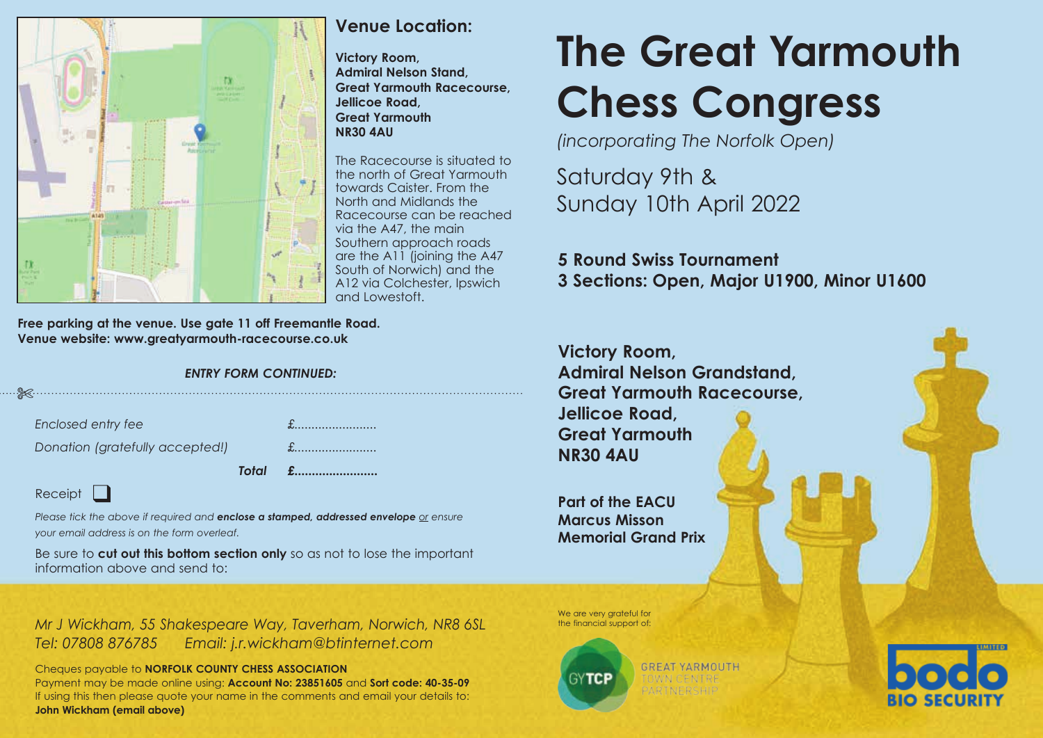## Venue Location:

**Victory Room,**
**Admiral Nelson Stand,**
**Great Yarmouth Racecourse,**
**Jellicoe Road,**
**Great Yarmouth**
**NR30 4AU**

The Racecourse is situated to the north of Great Yarmouth towards Caister. From the North and Midlands the Racecourse can be reached via the A47, the main Southern approach roads are the A11 (joining the A47 South of Norwich) and the A12 via Colchester, Ipswich and Lowestoft.

**Free parking at the venue. Use gate 11 off Freemantle Road.**
**Venue website: www.greatyarmouth-racecourse.co.uk**

***ENTRY FORM CONTINUED:***

---

*Enclosed entry fee* £........................

*Donation (gratefully accepted!)* £........................

***Total £........................***

Receipt ☐

*Please tick the above if required and **enclose a stamped, addressed envelope** or ensure your email address is on the form overleaf.*

Be sure to **cut out this bottom section only** so as not to lose the important information above and send to:

*Mr J Wickham, 55 Shakespeare Way, Taverham, Norwich, NR8 6SL*
*Tel: 07808 876785 Email: j.r.wickham@btinternet.com*

Cheques payable to **NORFOLK COUNTY CHESS ASSOCIATION**
Payment may be made online using: **Account No: 23851605** and **Sort code: 40-35-09**
If using this then please quote your name in the comments and email your details to:
**John Wickham (email above)**

# The Great Yarmouth Chess Congress

*(incorporating The Norfolk Open)*

Saturday 9th &
Sunday 10th April 2022

**5 Round Swiss Tournament**
**3 Sections: Open, Major U1900, Minor U1600**

**Victory Room,**
**Admiral Nelson Grandstand,**
**Great Yarmouth Racecourse,**
**Jellicoe Road,**
**Great Yarmouth**
**NR30 4AU**

**Part of the EACU**
**Marcus Misson**
**Memorial Grand Prix**

We are very grateful for the financial support of:

GYTCP GREAT YARMOUTH TOWN CENTRE PARTNERSHIP

bodo BIO SECURITY LIMITED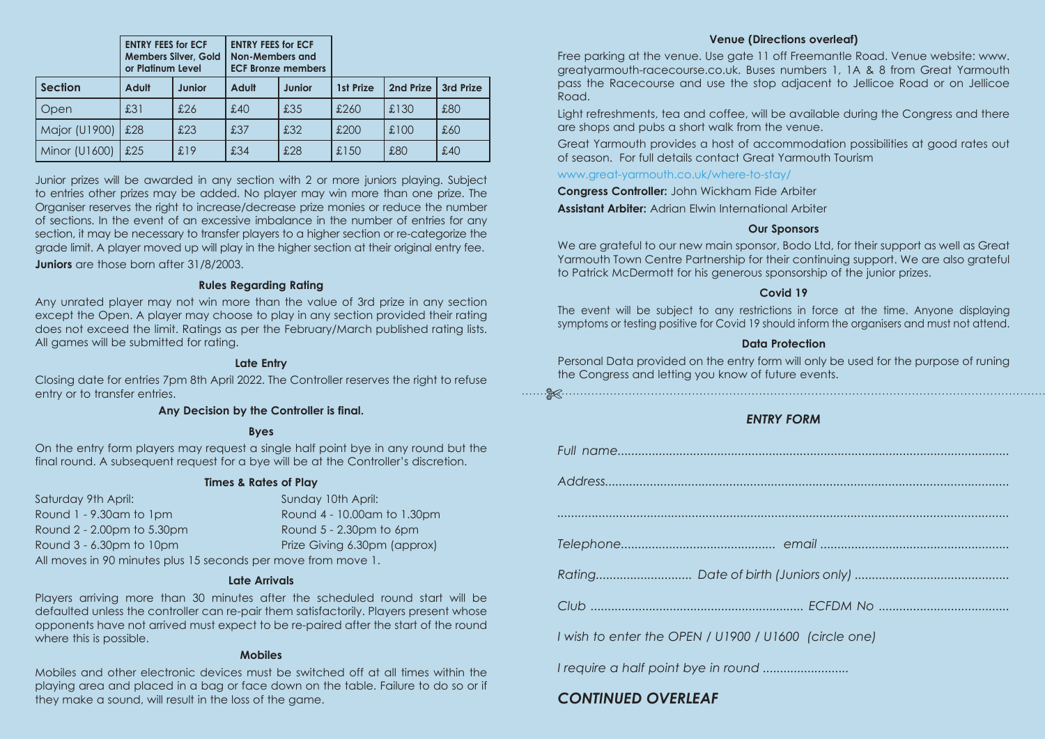| Section | ENTRY FEES for ECF Members Silver, Gold or Platinum Level | | ENTRY FEES for ECF Non-Members and ECF Bronze members | | 1st Prize | 2nd Prize | 3rd Prize |
|---|---|---|---|---|---|---|---|
| | Adult | Junior | Adult | Junior | | | |
| Open | £31 | £26 | £40 | £35 | £260 | £130 | £80 |
| Major (U1900) | £28 | £23 | £37 | £32 | £200 | £100 | £60 |
| Minor (U1600) | £25 | £19 | £34 | £28 | £150 | £80 | £40 |

Junior prizes will be awarded in any section with 2 or more juniors playing. Subject to entries other prizes may be added. No player may win more than one prize. The Organiser reserves the right to increase/decrease prize monies or reduce the number of sections. In the event of an excessive imbalance in the number of entries for any section, it may be necessary to transfer players to a higher section or re-categorize the grade limit. A player moved up will play in the higher section at their original entry fee.

**Juniors** are those born after 31/8/2003.

### Rules Regarding Rating

Any unrated player may not win more than the value of 3rd prize in any section except the Open. A player may choose to play in any section provided their rating does not exceed the limit. Ratings as per the February/March published rating lists. All games will be submitted for rating.

### Late Entry

Closing date for entries 7pm 8th April 2022. The Controller reserves the right to refuse entry or to transfer entries.

**Any Decision by the Controller is final.**

### Byes

On the entry form players may request a single half point bye in any round but the final round. A subsequent request for a bye will be at the Controller's discretion.

### Times & Rates of Play

Saturday 9th April:
Round 1 - 9.30am to 1pm
Round 2 - 2.00pm to 5.30pm
Round 3 - 6.30pm to 10pm

Sunday 10th April:
Round 4 - 10.00am to 1.30pm
Round 5 - 2.30pm to 6pm
Prize Giving 6.30pm (approx)

All moves in 90 minutes plus 15 seconds per move from move 1.

### Late Arrivals

Players arriving more than 30 minutes after the scheduled round start will be defaulted unless the controller can re-pair them satisfactorily. Players present whose opponents have not arrived must expect to be re-paired after the start of the round where this is possible.

### Mobiles

Mobiles and other electronic devices must be switched off at all times within the playing area and placed in a bag or face down on the table. Failure to do so or if they make a sound, will result in the loss of the game.

### Venue (Directions overleaf)

Free parking at the venue. Use gate 11 off Freemantle Road. Venue website: www.greatyarmouth-racecourse.co.uk. Buses numbers 1, 1A & 8 from Great Yarmouth pass the Racecourse and use the stop adjacent to Jellicoe Road or on Jellicoe Road.

Light refreshments, tea and coffee, will be available during the Congress and there are shops and pubs a short walk from the venue.

Great Yarmouth provides a host of accommodation possibilities at good rates out of season. For full details contact Great Yarmouth Tourism

www.great-yarmouth.co.uk/where-to-stay/

**Congress Controller:** John Wickham Fide Arbiter

**Assistant Arbiter:** Adrian Elwin International Arbiter

### Our Sponsors

We are grateful to our new main sponsor, Bodo Ltd, for their support as well as Great Yarmouth Town Centre Partnership for their continuing support. We are also grateful to Patrick McDermott for his generous sponsorship of the junior prizes.

### Covid 19

The event will be subject to any restrictions in force at the time. Anyone displaying symptoms or testing positive for Covid 19 should inform the organisers and must not attend.

### Data Protection

Personal Data provided on the entry form will only be used for the purpose of runing the Congress and letting you know of future events.

---

### *ENTRY FORM*

*Full name.................................................................................................................*

*Address....................................................................................................................*

*...................................................................................................................................*

*Telephone............................................. email .......................................................*

*Rating............................ Date of birth (Juniors only) ............................................*

*Club ............................................................. ECFDM No ......................................*

*I wish to enter the OPEN / U1900 / U1600 (circle one)*

*I require a half point bye in round .........................*

## *CONTINUED OVERLEAF*